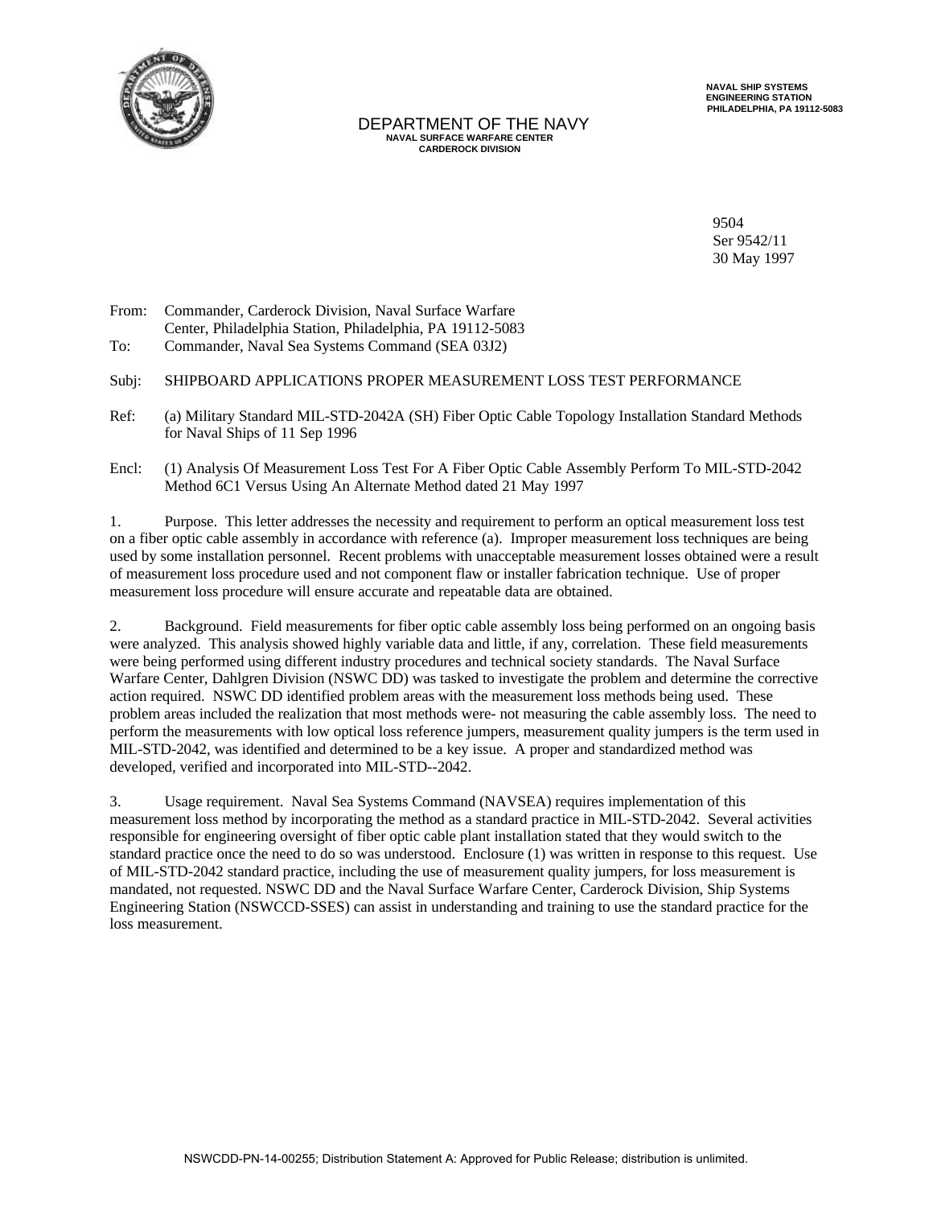NAVAL SHIP SYSTEMS
ENGINEERING STATION
PHILADELPHIA, PA 19112-5083

DEPARTMENT OF THE NAVY
NAVAL SURFACE WARFARE CENTER
CARDEROCK DIVISION

9504
Ser 9542/11
30 May 1997

From: Commander, Carderock Division, Naval Surface Warfare Center, Philadelphia Station, Philadelphia, PA 19112-5083
To: Commander, Naval Sea Systems Command (SEA 03J2)

Subj: SHIPBOARD APPLICATIONS PROPER MEASUREMENT LOSS TEST PERFORMANCE

Ref: (a) Military Standard MIL-STD-2042A (SH) Fiber Optic Cable Topology Installation Standard Methods for Naval Ships of 11 Sep 1996

Encl: (1) Analysis Of Measurement Loss Test For A Fiber Optic Cable Assembly Perform To MIL-STD-2042 Method 6C1 Versus Using An Alternate Method dated 21 May 1997

1. Purpose. This letter addresses the necessity and requirement to perform an optical measurement loss test on a fiber optic cable assembly in accordance with reference (a). Improper measurement loss techniques are being used by some installation personnel. Recent problems with unacceptable measurement losses obtained were a result of measurement loss procedure used and not component flaw or installer fabrication technique. Use of proper measurement loss procedure will ensure accurate and repeatable data are obtained.

2. Background. Field measurements for fiber optic cable assembly loss being performed on an ongoing basis were analyzed. This analysis showed highly variable data and little, if any, correlation. These field measurements were being performed using different industry procedures and technical society standards. The Naval Surface Warfare Center, Dahlgren Division (NSWC DD) was tasked to investigate the problem and determine the corrective action required. NSWC DD identified problem areas with the measurement loss methods being used. These problem areas included the realization that most methods were- not measuring the cable assembly loss. The need to perform the measurements with low optical loss reference jumpers, measurement quality jumpers is the term used in MIL-STD-2042, was identified and determined to be a key issue. A proper and standardized method was developed, verified and incorporated into MIL-STD--2042.

3. Usage requirement. Naval Sea Systems Command (NAVSEA) requires implementation of this measurement loss method by incorporating the method as a standard practice in MIL-STD-2042. Several activities responsible for engineering oversight of fiber optic cable plant installation stated that they would switch to the standard practice once the need to do so was understood. Enclosure (1) was written in response to this request. Use of MIL-STD-2042 standard practice, including the use of measurement quality jumpers, for loss measurement is mandated, not requested. NSWC DD and the Naval Surface Warfare Center, Carderock Division, Ship Systems Engineering Station (NSWCCD-SSES) can assist in understanding and training to use the standard practice for the loss measurement.

NSWCDD-PN-14-00255; Distribution Statement A: Approved for Public Release; distribution is unlimited.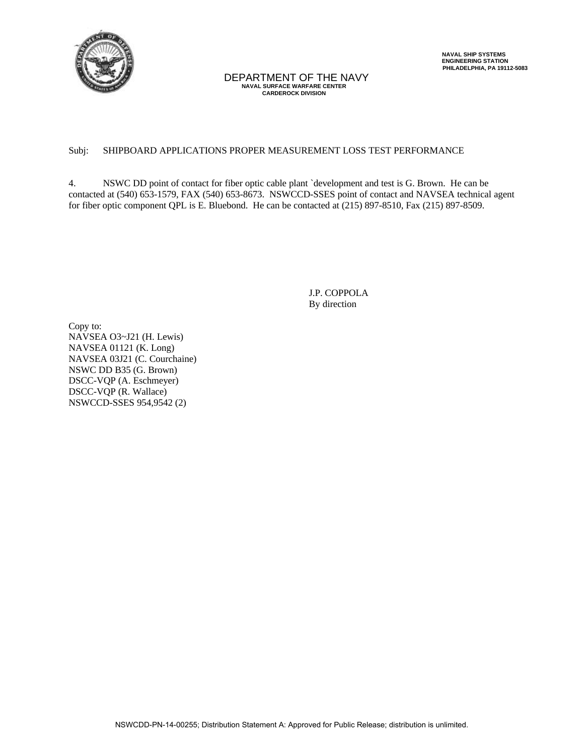DEPARTMENT OF THE NAVY
NAVAL SURFACE WARFARE CENTER
CARDEROCK DIVISION

NAVAL SHIP SYSTEMS
ENGINEERING STATION
PHILADELPHIA, PA 19112-5083

Subj: SHIPBOARD APPLICATIONS PROPER MEASUREMENT LOSS TEST PERFORMANCE

4. NSWC DD point of contact for fiber optic cable plant `development and test is G. Brown. He can be contacted at (540) 653-1579, FAX (540) 653-8673. NSWCCD-SSES point of contact and NAVSEA technical agent for fiber optic component QPL is E. Bluebond. He can be contacted at (215) 897-8510, Fax (215) 897-8509.

J.P. COPPOLA
By direction

Copy to:
NAVSEA O3~J21 (H. Lewis)
NAVSEA 01121 (K. Long)
NAVSEA 03J21 (C. Courchaine)
NSWC DD B35 (G. Brown)
DSCC-VQP (A. Eschmeyer)
DSCC-VQP (R. Wallace)
NSWCCD-SSES 954,9542 (2)

NSWCDD-PN-14-00255; Distribution Statement A: Approved for Public Release; distribution is unlimited.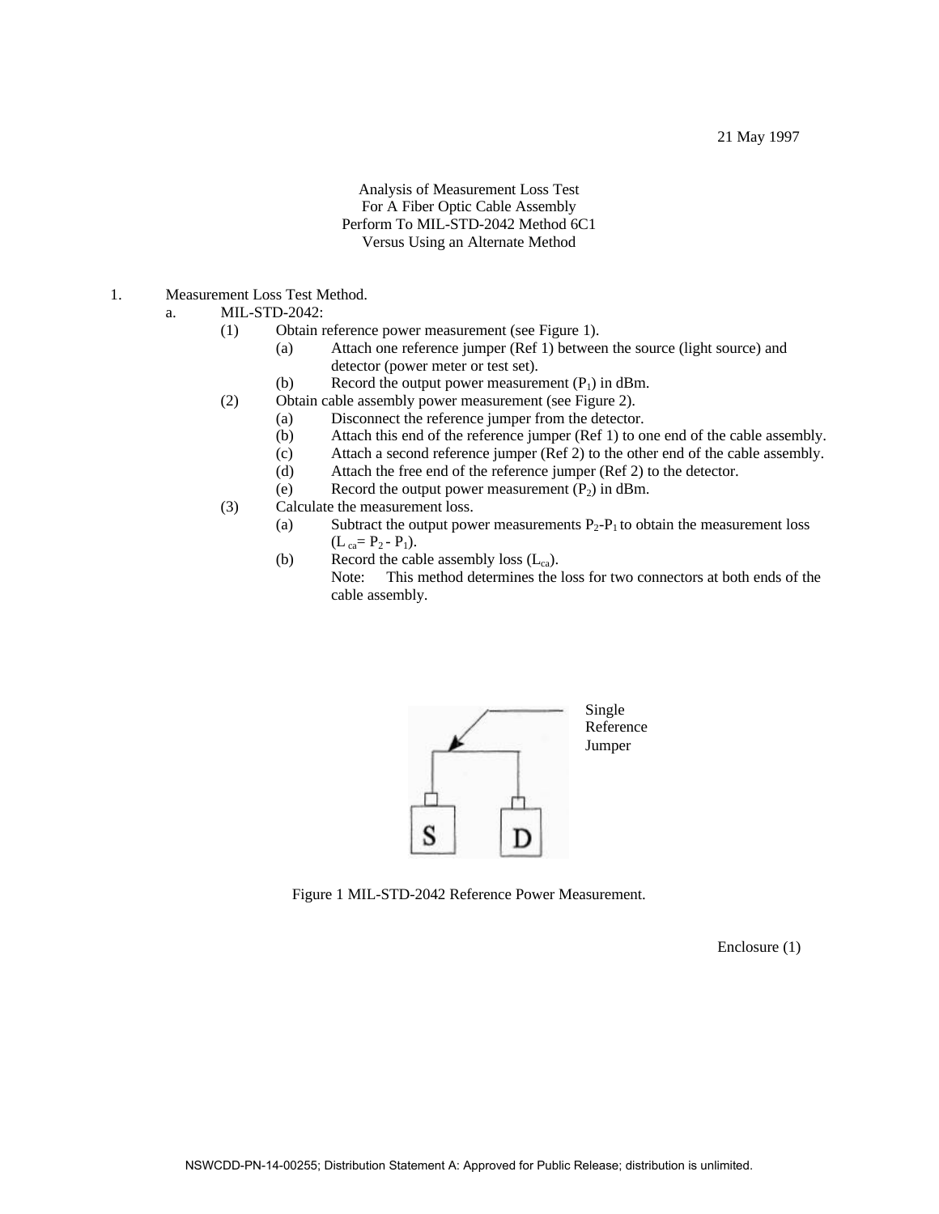21 May 1997

Analysis of Measurement Loss Test
For A Fiber Optic Cable Assembly
Perform To MIL-STD-2042 Method 6C1
Versus Using an Alternate Method

1. Measurement Loss Test Method.
   a. MIL-STD-2042:
      (1) Obtain reference power measurement (see Figure 1).
         (a) Attach one reference jumper (Ref 1) between the source (light source) and detector (power meter or test set).
         (b) Record the output power measurement ($P_1$) in dBm.
      (2) Obtain cable assembly power measurement (see Figure 2).
         (a) Disconnect the reference jumper from the detector.
         (b) Attach this end of the reference jumper (Ref 1) to one end of the cable assembly.
         (c) Attach a second reference jumper (Ref 2) to the other end of the cable assembly.
         (d) Attach the free end of the reference jumper (Ref 2) to the detector.
         (e) Record the output power measurement ($P_2$) in dBm.
      (3) Calculate the measurement loss.
         (a) Subtract the output power measurements $P_2$-$P_1$ to obtain the measurement loss ($L_{ca} = P_2 - P_1$).
         (b) Record the cable assembly loss ($L_{ca}$).
            Note: This method determines the loss for two connectors at both ends of the cable assembly.

Single Reference Jumper

S D

Figure 1 MIL-STD-2042 Reference Power Measurement.

Enclosure (1)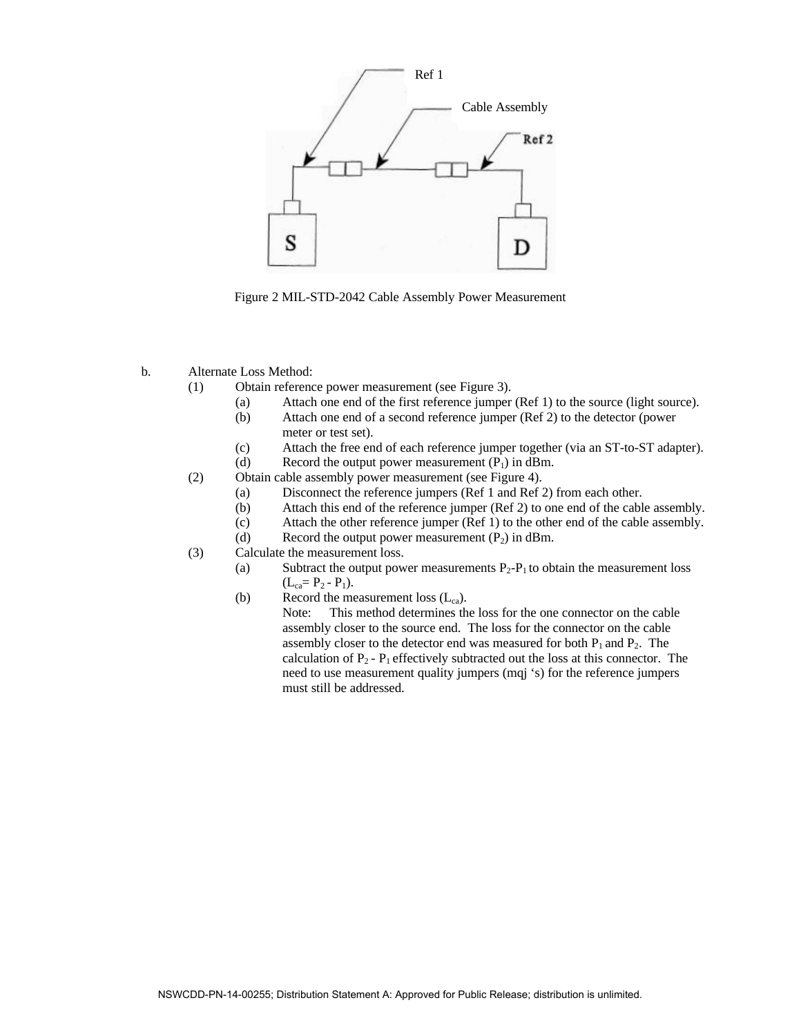Figure 2 MIL-STD-2042 Cable Assembly Power Measurement

b. Alternate Loss Method:

(1) Obtain reference power measurement (see Figure 3).

(a) Attach one end of the first reference jumper (Ref 1) to the source (light source).

(b) Attach one end of a second reference jumper (Ref 2) to the detector (power meter or test set).

(c) Attach the free end of each reference jumper together (via an ST-to-ST adapter).

(d) Record the output power measurement ($P_1$) in dBm.

(2) Obtain cable assembly power measurement (see Figure 4).

(a) Disconnect the reference jumpers (Ref 1 and Ref 2) from each other.

(b) Attach this end of the reference jumper (Ref 2) to one end of the cable assembly.

(c) Attach the other reference jumper (Ref 1) to the other end of the cable assembly.

(d) Record the output power measurement ($P_2$) in dBm.

(3) Calculate the measurement loss.

(a) Subtract the output power measurements $P_2$-$P_1$ to obtain the measurement loss ($L_{ca}$= $P_2$ - $P_1$).

(b) Record the measurement loss ($L_{ca}$).

Note: This method determines the loss for the one connector on the cable assembly closer to the source end. The loss for the connector on the cable assembly closer to the detector end was measured for both $P_1$ and $P_2$. The calculation of $P_2$ - $P_1$ effectively subtracted out the loss at this connector. The need to use measurement quality jumpers (mqj 's) for the reference jumpers must still be addressed.

NSWCDD-PN-14-00255; Distribution Statement A: Approved for Public Release; distribution is unlimited.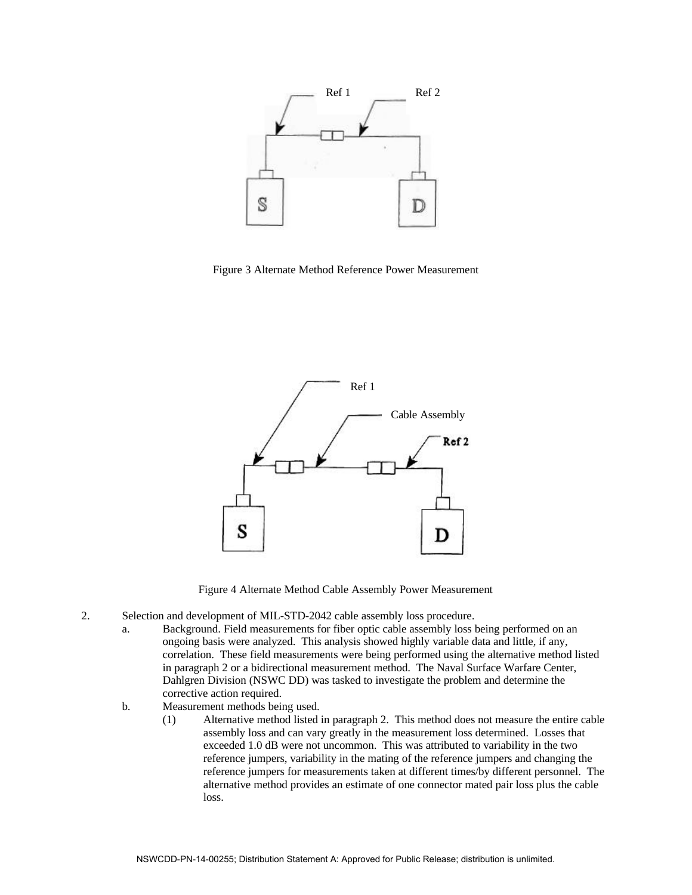Figure 3 Alternate Method Reference Power Measurement

Figure 4 Alternate Method Cable Assembly Power Measurement

2. Selection and development of MIL-STD-2042 cable assembly loss procedure.

   a. Background. Field measurements for fiber optic cable assembly loss being performed on an ongoing basis were analyzed. This analysis showed highly variable data and little, if any, correlation. These field measurements were being performed using the alternative method listed in paragraph 2 or a bidirectional measurement method. The Naval Surface Warfare Center, Dahlgren Division (NSWC DD) was tasked to investigate the problem and determine the corrective action required.

   b. Measurement methods being used.

      (1) Alternative method listed in paragraph 2. This method does not measure the entire cable assembly loss and can vary greatly in the measurement loss determined. Losses that exceeded 1.0 dB were not uncommon. This was attributed to variability in the two reference jumpers, variability in the mating of the reference jumpers and changing the reference jumpers for measurements taken at different times/by different personnel. The alternative method provides an estimate of one connector mated pair loss plus the cable loss.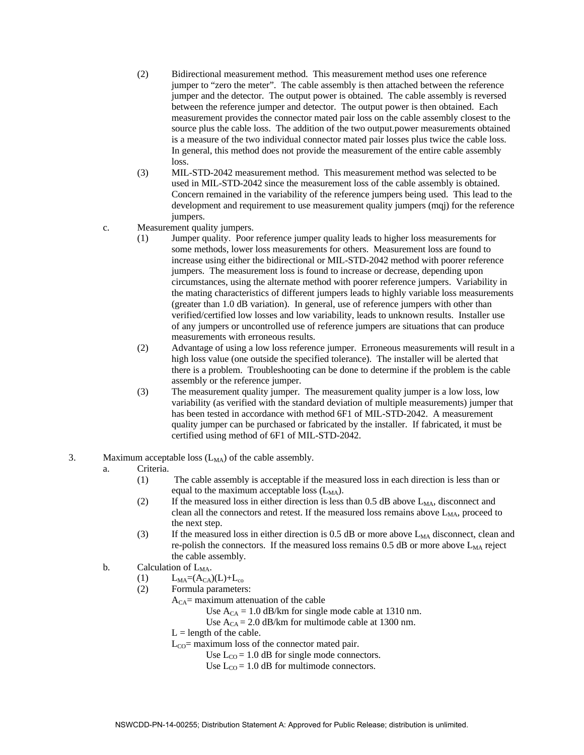(2) Bidirectional measurement method. This measurement method uses one reference jumper to “zero the meter”. The cable assembly is then attached between the reference jumper and the detector. The output power is obtained. The cable assembly is reversed between the reference jumper and detector. The output power is then obtained. Each measurement provides the connector mated pair loss on the cable assembly closest to the source plus the cable loss. The addition of the two output.power measurements obtained is a measure of the two individual connector mated pair losses plus twice the cable loss. In general, this method does not provide the measurement of the entire cable assembly loss.

(3) MIL-STD-2042 measurement method. This measurement method was selected to be used in MIL-STD-2042 since the measurement loss of the cable assembly is obtained. Concern remained in the variability of the reference jumpers being used. This lead to the development and requirement to use measurement quality jumpers (mqj) for the reference jumpers.

c. Measurement quality jumpers.

(1) Jumper quality. Poor reference jumper quality leads to higher loss measurements for some methods, lower loss measurements for others. Measurement loss are found to increase using either the bidirectional or MIL-STD-2042 method with poorer reference jumpers. The measurement loss is found to increase or decrease, depending upon circumstances, using the alternate method with poorer reference jumpers. Variability in the mating characteristics of different jumpers leads to highly variable loss measurements (greater than 1.0 dB variation). In general, use of reference jumpers with other than verified/certified low losses and low variability, leads to unknown results. Installer use of any jumpers or uncontrolled use of reference jumpers are situations that can produce measurements with erroneous results.

(2) Advantage of using a low loss reference jumper. Erroneous measurements will result in a high loss value (one outside the specified tolerance). The installer will be alerted that there is a problem. Troubleshooting can be done to determine if the problem is the cable assembly or the reference jumper.

(3) The measurement quality jumper. The measurement quality jumper is a low loss, low variability (as verified with the standard deviation of multiple measurements) jumper that has been tested in accordance with method 6F1 of MIL-STD-2042. A measurement quality jumper can be purchased or fabricated by the installer. If fabricated, it must be certified using method of 6F1 of MIL-STD-2042.

3. Maximum acceptable loss ($L_{MA}$) of the cable assembly.

a. Criteria.

(1) The cable assembly is acceptable if the measured loss in each direction is less than or equal to the maximum acceptable loss ($L_{MA}$).

(2) If the measured loss in either direction is less than 0.5 dB above $L_{MA}$, disconnect and clean all the connectors and retest. If the measured loss remains above $L_{MA}$, proceed to the next step.

(3) If the measured loss in either direction is 0.5 dB or more above $L_{MA}$ disconnect, clean and re-polish the connectors. If the measured loss remains 0.5 dB or more above $L_{MA}$ reject the cable assembly.

b. Calculation of $L_{MA}$.

(1) $L_{MA}=(A_{CA})(L)+L_{co}$

(2) Formula parameters:

$A_{CA}$= maximum attenuation of the cable

Use $A_{CA}$ = 1.0 dB/km for single mode cable at 1310 nm.

Use $A_{CA}$ = 2.0 dB/km for multimode cable at 1300 nm.

L = length of the cable.

$L_{CO}$= maximum loss of the connector mated pair.

Use $L_{CO}$ = 1.0 dB for single mode connectors.

Use $L_{CO}$ = 1.0 dB for multimode connectors.

NSWCDD-PN-14-00255; Distribution Statement A: Approved for Public Release; distribution is unlimited.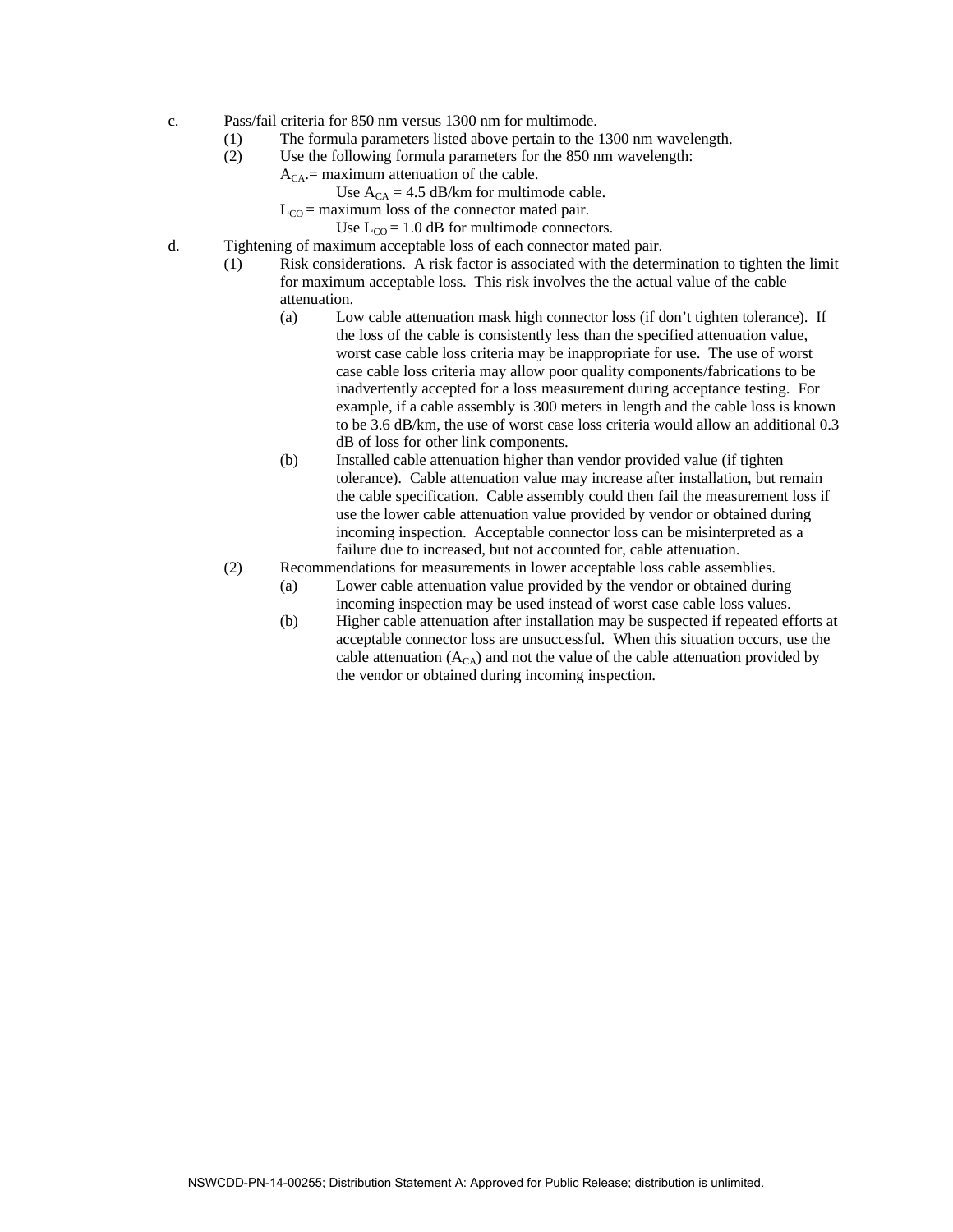c. Pass/fail criteria for 850 nm versus 1300 nm for multimode.

   (1) The formula parameters listed above pertain to the 1300 nm wavelength.

   (2) Use the following formula parameters for the 850 nm wavelength:

   $A_{CA}$.= maximum attenuation of the cable.

   Use $A_{CA}$ = 4.5 dB/km for multimode cable.

   $L_{CO}$ = maximum loss of the connector mated pair.

   Use $L_{CO}$ = 1.0 dB for multimode connectors.

d. Tightening of maximum acceptable loss of each connector mated pair.

   (1) Risk considerations. A risk factor is associated with the determination to tighten the limit for maximum acceptable loss. This risk involves the the actual value of the cable attenuation.

      (a) Low cable attenuation mask high connector loss (if don't tighten tolerance). If the loss of the cable is consistently less than the specified attenuation value, worst case cable loss criteria may be inappropriate for use. The use of worst case cable loss criteria may allow poor quality components/fabrications to be inadvertently accepted for a loss measurement during acceptance testing. For example, if a cable assembly is 300 meters in length and the cable loss is known to be 3.6 dB/km, the use of worst case loss criteria would allow an additional 0.3 dB of loss for other link components.

      (b) Installed cable attenuation higher than vendor provided value (if tighten tolerance). Cable attenuation value may increase after installation, but remain the cable specification. Cable assembly could then fail the measurement loss if use the lower cable attenuation value provided by vendor or obtained during incoming inspection. Acceptable connector loss can be misinterpreted as a failure due to increased, but not accounted for, cable attenuation.

   (2) Recommendations for measurements in lower acceptable loss cable assemblies.

      (a) Lower cable attenuation value provided by the vendor or obtained during incoming inspection may be used instead of worst case cable loss values.

      (b) Higher cable attenuation after installation may be suspected if repeated efforts at acceptable connector loss are unsuccessful. When this situation occurs, use the cable attenuation ($A_{CA}$) and not the value of the cable attenuation provided by the vendor or obtained during incoming inspection.

NSWCDD-PN-14-00255; Distribution Statement A: Approved for Public Release; distribution is unlimited.